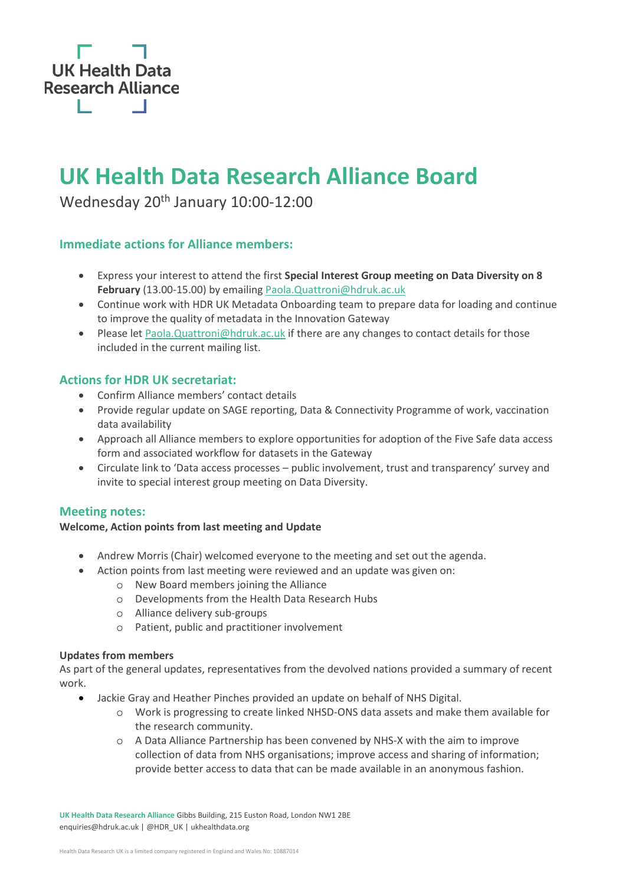UK Health Data Research Alliance

# UK Health Data Research Alliance Board

Wednesday 20th January 10:00-12:00

## Immediate actions for Alliance members:

- Express your interest to attend the first **Special Interest Group meeting on Data Diversity on 8 February** (13.00-15.00) by emailing Paola.Quattroni@hdruk.ac.uk
- Continue work with HDR UK Metadata Onboarding team to prepare data for loading and continue to improve the quality of metadata in the Innovation Gateway
- Please let Paola.Quattroni@hdruk.ac.uk if there are any changes to contact details for those included in the current mailing list.

## Actions for HDR UK secretariat:

- Confirm Alliance members' contact details
- Provide regular update on SAGE reporting, Data & Connectivity Programme of work, vaccination data availability
- Approach all Alliance members to explore opportunities for adoption of the Five Safe data access form and associated workflow for datasets in the Gateway
- Circulate link to 'Data access processes – public involvement, trust and transparency' survey and invite to special interest group meeting on Data Diversity.

## Meeting notes:

**Welcome, Action points from last meeting and Update**

- Andrew Morris (Chair) welcomed everyone to the meeting and set out the agenda.
- Action points from last meeting were reviewed and an update was given on:
  - New Board members joining the Alliance
  - Developments from the Health Data Research Hubs
  - Alliance delivery sub-groups
  - Patient, public and practitioner involvement

**Updates from members**

As part of the general updates, representatives from the devolved nations provided a summary of recent work.

- Jackie Gray and Heather Pinches provided an update on behalf of NHS Digital.
  - Work is progressing to create linked NHSD-ONS data assets and make them available for the research community.
  - A Data Alliance Partnership has been convened by NHS-X with the aim to improve collection of data from NHS organisations; improve access and sharing of information; provide better access to data that can be made available in an anonymous fashion.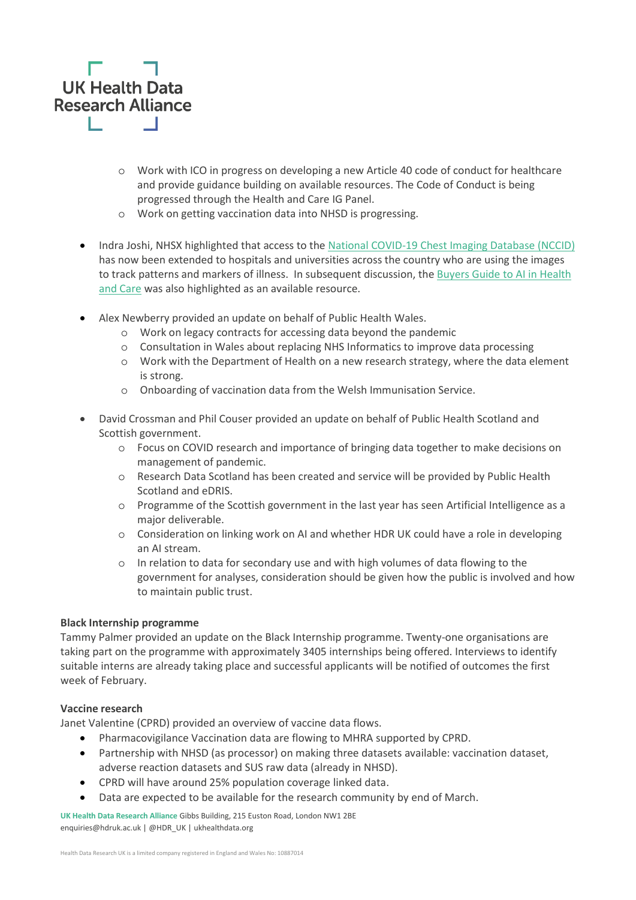- Work with ICO in progress on developing a new Article 40 code of conduct for healthcare and provide guidance building on available resources. The Code of Conduct is being progressed through the Health and Care IG Panel.
  - Work on getting vaccination data into NHSD is progressing.

- Indra Joshi, NHSX highlighted that access to the National COVID-19 Chest Imaging Database (NCCID) has now been extended to hospitals and universities across the country who are using the images to track patterns and markers of illness. In subsequent discussion, the Buyers Guide to AI in Health and Care was also highlighted as an available resource.

- Alex Newberry provided an update on behalf of Public Health Wales.
  - Work on legacy contracts for accessing data beyond the pandemic
  - Consultation in Wales about replacing NHS Informatics to improve data processing
  - Work with the Department of Health on a new research strategy, where the data element is strong.
  - Onboarding of vaccination data from the Welsh Immunisation Service.

- David Crossman and Phil Couser provided an update on behalf of Public Health Scotland and Scottish government.
  - Focus on COVID research and importance of bringing data together to make decisions on management of pandemic.
  - Research Data Scotland has been created and service will be provided by Public Health Scotland and eDRIS.
  - Programme of the Scottish government in the last year has seen Artificial Intelligence as a major deliverable.
  - Consideration on linking work on AI and whether HDR UK could have a role in developing an AI stream.
  - In relation to data for secondary use and with high volumes of data flowing to the government for analyses, consideration should be given how the public is involved and how to maintain public trust.

**Black Internship programme**

Tammy Palmer provided an update on the Black Internship programme. Twenty-one organisations are taking part on the programme with approximately 3405 internships being offered. Interviews to identify suitable interns are already taking place and successful applicants will be notified of outcomes the first week of February.

**Vaccine research**

Janet Valentine (CPRD) provided an overview of vaccine data flows.

- Pharmacovigilance Vaccination data are flowing to MHRA supported by CPRD.
- Partnership with NHSD (as processor) on making three datasets available: vaccination dataset, adverse reaction datasets and SUS raw data (already in NHSD).
- CPRD will have around 25% population coverage linked data.
- Data are expected to be available for the research community by end of March.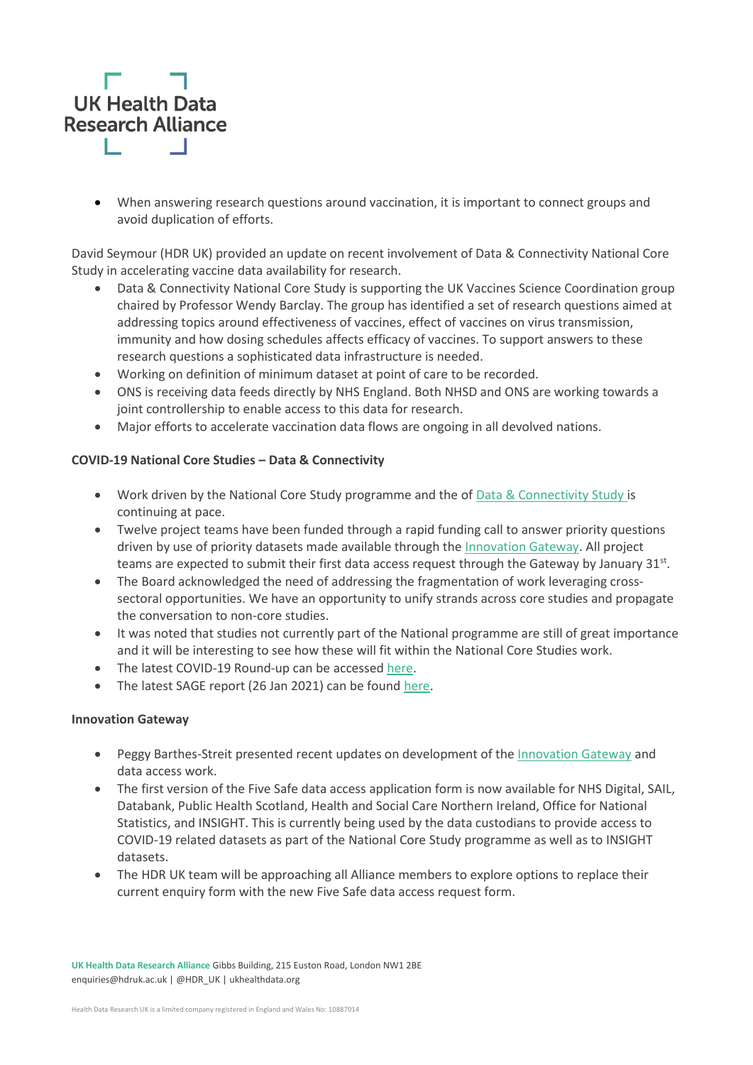- When answering research questions around vaccination, it is important to connect groups and avoid duplication of efforts.

David Seymour (HDR UK) provided an update on recent involvement of Data & Connectivity National Core Study in accelerating vaccine data availability for research.

- Data & Connectivity National Core Study is supporting the UK Vaccines Science Coordination group chaired by Professor Wendy Barclay. The group has identified a set of research questions aimed at addressing topics around effectiveness of vaccines, effect of vaccines on virus transmission, immunity and how dosing schedules affects efficacy of vaccines. To support answers to these research questions a sophisticated data infrastructure is needed.
- Working on definition of minimum dataset at point of care to be recorded.
- ONS is receiving data feeds directly by NHS England. Both NHSD and ONS are working towards a joint controllership to enable access to this data for research.
- Major efforts to accelerate vaccination data flows are ongoing in all devolved nations.

**COVID-19 National Core Studies – Data & Connectivity**

- Work driven by the National Core Study programme and the of Data & Connectivity Study is continuing at pace.
- Twelve project teams have been funded through a rapid funding call to answer priority questions driven by use of priority datasets made available through the Innovation Gateway. All project teams are expected to submit their first data access request through the Gateway by January 31st.
- The Board acknowledged the need of addressing the fragmentation of work leveraging cross-sectoral opportunities. We have an opportunity to unify strands across core studies and propagate the conversation to non-core studies.
- It was noted that studies not currently part of the National programme are still of great importance and it will be interesting to see how these will fit within the National Core Studies work.
- The latest COVID-19 Round-up can be accessed here.
- The latest SAGE report (26 Jan 2021) can be found here.

**Innovation Gateway**

- Peggy Barthes-Streit presented recent updates on development of the Innovation Gateway and data access work.
- The first version of the Five Safe data access application form is now available for NHS Digital, SAIL, Databank, Public Health Scotland, Health and Social Care Northern Ireland, Office for National Statistics, and INSIGHT. This is currently being used by the data custodians to provide access to COVID-19 related datasets as part of the National Core Study programme as well as to INSIGHT datasets.
- The HDR UK team will be approaching all Alliance members to explore options to replace their current enquiry form with the new Five Safe data access request form.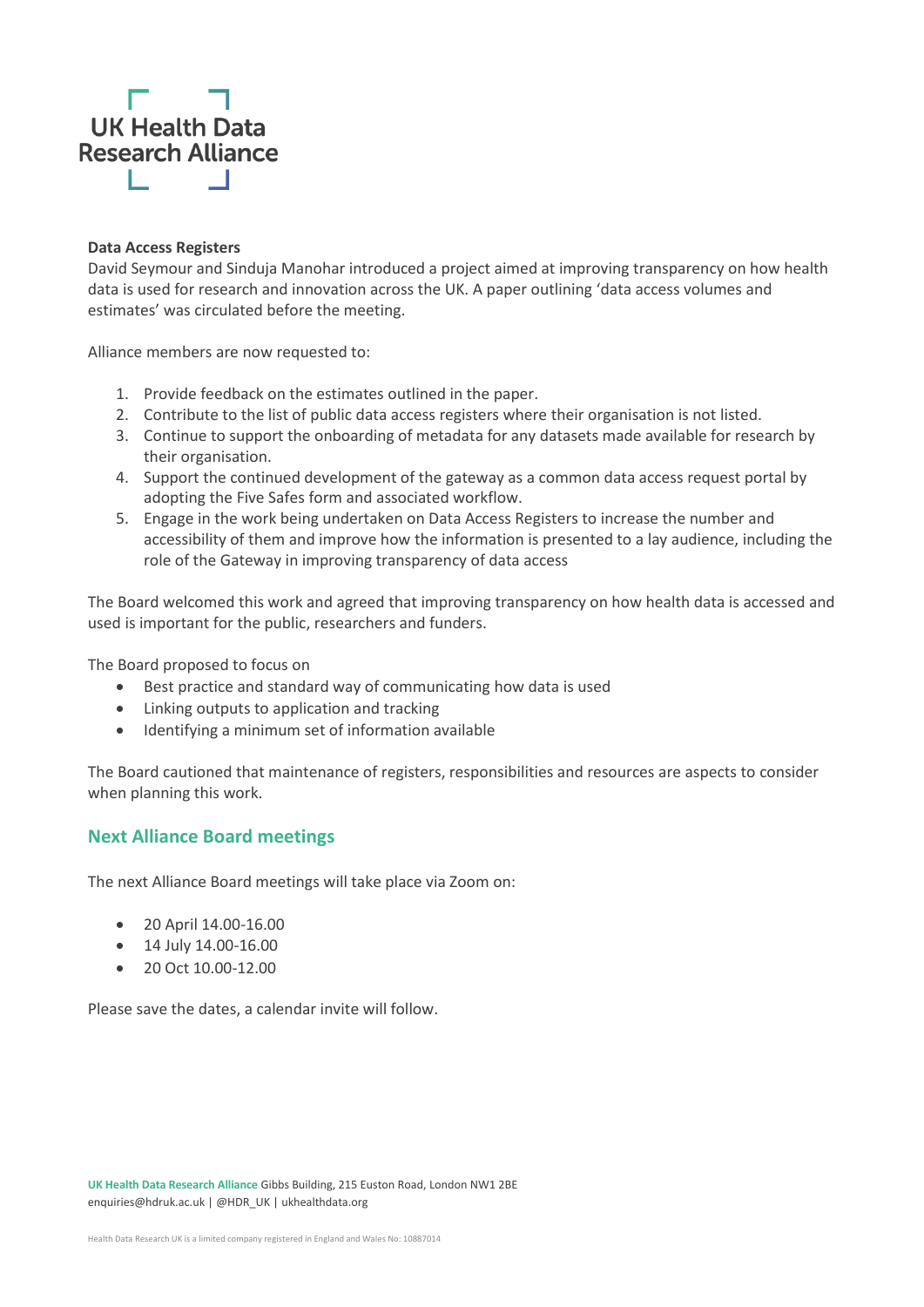**Data Access Registers**

David Seymour and Sinduja Manohar introduced a project aimed at improving transparency on how health data is used for research and innovation across the UK. A paper outlining 'data access volumes and estimates' was circulated before the meeting.

Alliance members are now requested to:

1. Provide feedback on the estimates outlined in the paper.
2. Contribute to the list of public data access registers where their organisation is not listed.
3. Continue to support the onboarding of metadata for any datasets made available for research by their organisation.
4. Support the continued development of the gateway as a common data access request portal by adopting the Five Safes form and associated workflow.
5. Engage in the work being undertaken on Data Access Registers to increase the number and accessibility of them and improve how the information is presented to a lay audience, including the role of the Gateway in improving transparency of data access

The Board welcomed this work and agreed that improving transparency on how health data is accessed and used is important for the public, researchers and funders.

The Board proposed to focus on

- Best practice and standard way of communicating how data is used
- Linking outputs to application and tracking
- Identifying a minimum set of information available

The Board cautioned that maintenance of registers, responsibilities and resources are aspects to consider when planning this work.

## Next Alliance Board meetings

The next Alliance Board meetings will take place via Zoom on:

- 20 April 14.00-16.00
- 14 July 14.00-16.00
- 20 Oct 10.00-12.00

Please save the dates, a calendar invite will follow.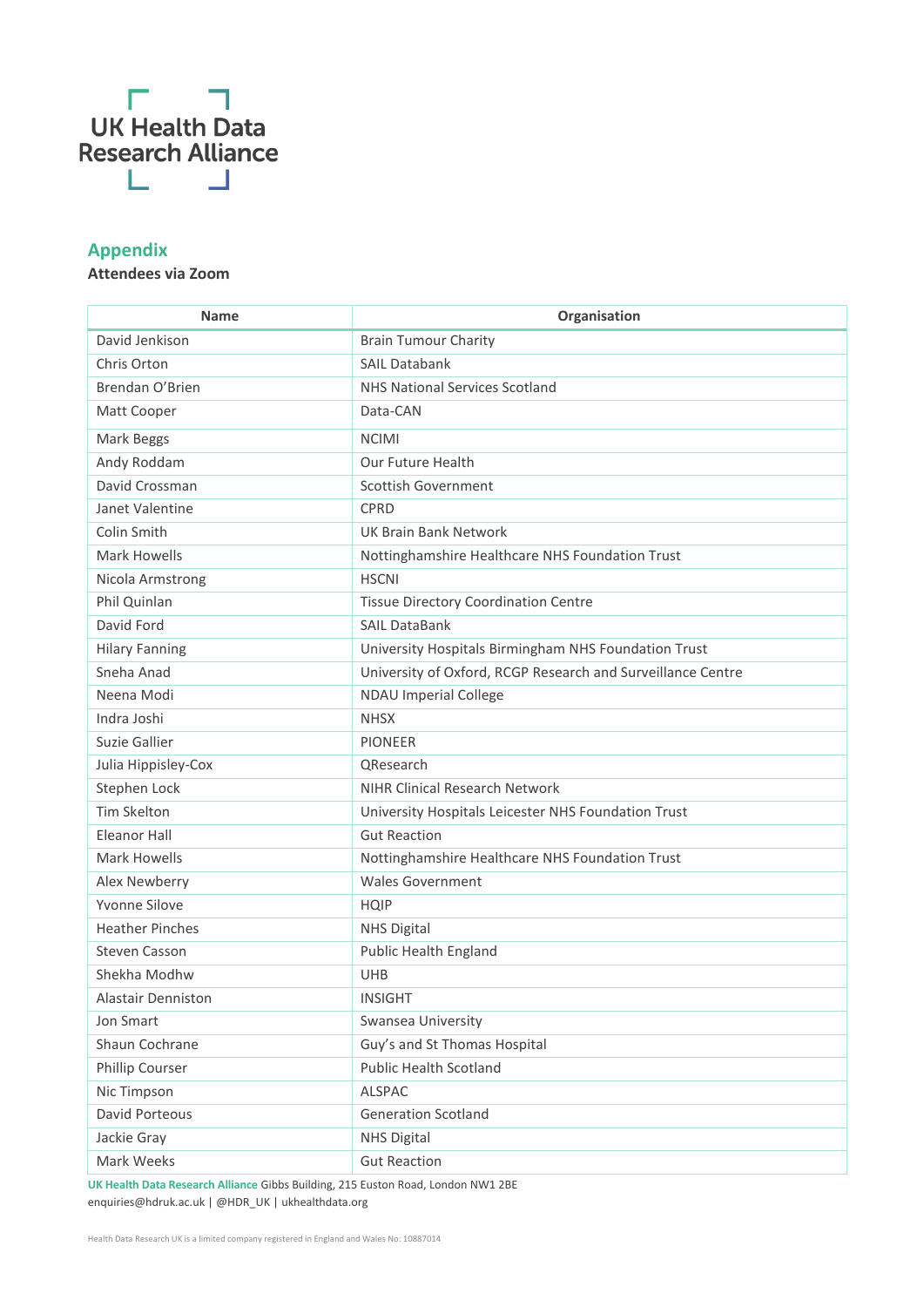UK Health Data Research Alliance

## Appendix

**Attendees via Zoom**

| Name | Organisation |
|---|---|
| David Jenkison | Brain Tumour Charity |
| Chris Orton | SAIL Databank |
| Brendan O'Brien | NHS National Services Scotland |
| Matt Cooper | Data-CAN |
| Mark Beggs | NCIMI |
| Andy Roddam | Our Future Health |
| David Crossman | Scottish Government |
| Janet Valentine | CPRD |
| Colin Smith | UK Brain Bank Network |
| Mark Howells | Nottinghamshire Healthcare NHS Foundation Trust |
| Nicola Armstrong | HSCNI |
| Phil Quinlan | Tissue Directory Coordination Centre |
| David Ford | SAIL DataBank |
| Hilary Fanning | University Hospitals Birmingham NHS Foundation Trust |
| Sneha Anad | University of Oxford, RCGP Research and Surveillance Centre |
| Neena Modi | NDAU Imperial College |
| Indra Joshi | NHSX |
| Suzie Gallier | PIONEER |
| Julia Hippisley-Cox | QResearch |
| Stephen Lock | NIHR Clinical Research Network |
| Tim Skelton | University Hospitals Leicester NHS Foundation Trust |
| Eleanor Hall | Gut Reaction |
| Mark Howells | Nottinghamshire Healthcare NHS Foundation Trust |
| Alex Newberry | Wales Government |
| Yvonne Silove | HQIP |
| Heather Pinches | NHS Digital |
| Steven Casson | Public Health England |
| Shekha Modhw | UHB |
| Alastair Denniston | INSIGHT |
| Jon Smart | Swansea University |
| Shaun Cochrane | Guy's and St Thomas Hospital |
| Phillip Courser | Public Health Scotland |
| Nic Timpson | ALSPAC |
| David Porteous | Generation Scotland |
| Jackie Gray | NHS Digital |
| Mark Weeks | Gut Reaction |

**UK Health Data Research Alliance** Gibbs Building, 215 Euston Road, London NW1 2BE
enquiries@hdruk.ac.uk | @HDR_UK | ukhealthdata.org

Health Data Research UK is a limited company registered in England and Wales No: 10887014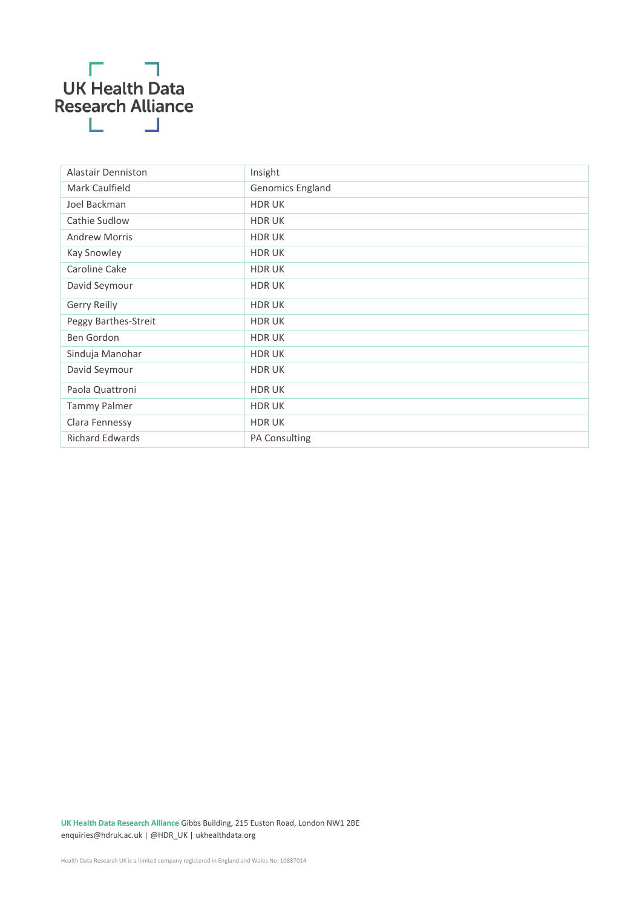UK Health Data Research Alliance

| | |
|---|---|
| Alastair Denniston | Insight |
| Mark Caulfield | Genomics England |
| Joel Backman | HDR UK |
| Cathie Sudlow | HDR UK |
| Andrew Morris | HDR UK |
| Kay Snowley | HDR UK |
| Caroline Cake | HDR UK |
| David Seymour | HDR UK |
| Gerry Reilly | HDR UK |
| Peggy Barthes-Streit | HDR UK |
| Ben Gordon | HDR UK |
| Sinduja Manohar | HDR UK |
| David Seymour | HDR UK |
| Paola Quattroni | HDR UK |
| Tammy Palmer | HDR UK |
| Clara Fennessy | HDR UK |
| Richard Edwards | PA Consulting |

**UK Health Data Research Alliance** Gibbs Building, 215 Euston Road, London NW1 2BE
enquiries@hdruk.ac.uk | @HDR_UK | ukhealthdata.org

Health Data Research UK is a limited company registered in England and Wales No: 10887014